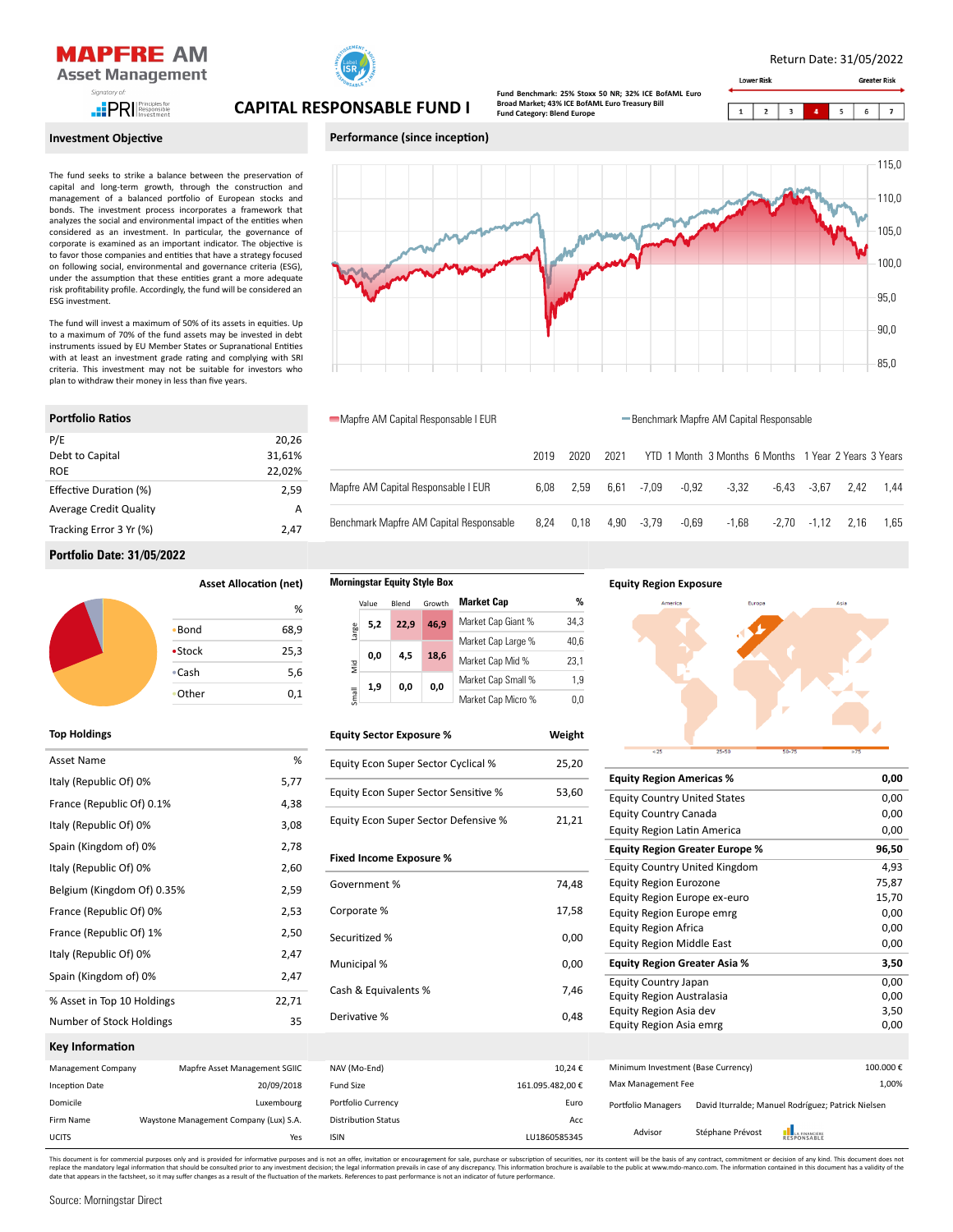# MAPFRE AM Asset Management

Signatory of: PRI Principles for Responsible Investment

## CAPITAL RESPONSABLE FUND I

Fund Benchmark: 25% Stoxx 50 NR; 32% ICE BofAML Euro Broad Market; 43% ICE BofAML Euro Treasury Bill
Fund Category: Blend Europe

Return Date: 31/05/2022

Lower Risk — Greater Risk

| 1 | 2 | 3 | **4** | 5 | 6 | 7 |
|---|---|---|---|---|---|---|

## Investment Objective

The fund seeks to strike a balance between the preservation of capital and long-term growth, through the construction and management of a balanced portfolio of European stocks and bonds. The investment process incorporates a framework that analyzes the social and environmental impact of the entities when considered as an investment. In particular, the governance of corporate is examined as an important indicator. The objective is to favor those companies and entities that have a strategy focused on following social, environmental and governance criteria (ESG), under the assumption that these entities grant a more adequate risk profitability profile. Accordingly, the fund will be considered an ESG investment.

The fund will invest a maximum of 50% of its assets in equities. Up to a maximum of 70% of the fund assets may be invested in debt instruments issued by EU Member States or Supranational Entities with at least an investment grade rating and complying with SRI criteria. This investment may not be suitable for investors who plan to withdraw their money in less than five years.

## Performance (since inception)

Mapfre AM Capital Responsable I EUR — Benchmark Mapfre AM Capital Responsable

| | 2019 | 2020 | 2021 | YTD | 1 Month | 3 Months | 6 Months | 1 Year | 2 Years | 3 Years |
|---|---|---|---|---|---|---|---|---|---|---|
| Mapfre AM Capital Responsable I EUR | 6,08 | 2,59 | 6,61 | -7,09 | -0,92 | -3,32 | -6,43 | -3,67 | 2,42 | 1,44 |
| Benchmark Mapfre AM Capital Responsable | 8,24 | 0,18 | 4,90 | -3,79 | -0,69 | -1,68 | -2,70 | -1,12 | 2,16 | 1,65 |

## Portfolio Ratios

| | |
|---|---|
| P/E | 20,26 |
| Debt to Capital | 31,61% |
| ROE | 22,02% |
| Effective Duration (%) | 2,59 |
| Average Credit Quality | A |
| Tracking Error 3 Yr (%) | 2,47 |

## Portfolio Date: 31/05/2022

### Asset Allocation (net)

| | % |
|---|---|
| Bond | 68,9 |
| Stock | 25,3 |
| Cash | 5,6 |
| Other | 0,1 |

### Morningstar Equity Style Box

| | Value | Blend | Growth |
|---|---|---|---|
| Large | 5,2 | 22,9 | 46,9 |
| Mid | 0,0 | 4,5 | 18,6 |
| Small | 1,9 | 0,0 | 0,0 |

| Market Cap | % |
|---|---|
| Market Cap Giant % | 34,3 |
| Market Cap Large % | 40,6 |
| Market Cap Mid % | 23,1 |
| Market Cap Small % | 1,9 |
| Market Cap Micro % | 0,0 |

### Equity Region Exposure

| | |
|---|---|
| **Equity Region Americas %** | **0,00** |
| Equity Country United States | 0,00 |
| Equity Country Canada | 0,00 |
| Equity Region Latin America | 0,00 |
| **Equity Region Greater Europe %** | **96,50** |
| Equity Country United Kingdom | 4,93 |
| Equity Region Eurozone | 75,87 |
| Equity Region Europe ex-euro | 15,70 |
| Equity Region Europe emrg | 0,00 |
| Equity Region Africa | 0,00 |
| Equity Region Middle East | 0,00 |
| **Equity Region Greater Asia %** | **3,50** |
| Equity Country Japan | 0,00 |
| Equity Region Australasia | 0,00 |
| Equity Region Asia dev | 3,50 |
| Equity Region Asia emrg | 0,00 |

### Top Holdings

| Asset Name | % |
|---|---|
| Italy (Republic Of) 0% | 5,77 |
| France (Republic Of) 0.1% | 4,38 |
| Italy (Republic Of) 0% | 3,08 |
| Spain (Kingdom of) 0% | 2,78 |
| Italy (Republic Of) 0% | 2,60 |
| Belgium (Kingdom Of) 0.35% | 2,59 |
| France (Republic Of) 0% | 2,53 |
| France (Republic Of) 1% | 2,50 |
| Italy (Republic Of) 0% | 2,47 |
| Spain (Kingdom of) 0% | 2,47 |
| % Asset in Top 10 Holdings | 22,71 |
| Number of Stock Holdings | 35 |

### Equity Sector Exposure %

| | Weight |
|---|---|
| Equity Econ Super Sector Cyclical % | 25,20 |
| Equity Econ Super Sector Sensitive % | 53,60 |
| Equity Econ Super Sector Defensive % | 21,21 |

### Fixed Income Exposure %

| | |
|---|---|
| Government % | 74,48 |
| Corporate % | 17,58 |
| Securitized % | 0,00 |
| Municipal % | 0,00 |
| Cash & Equivalents % | 7,46 |
| Derivative % | 0,48 |

## Key Information

| | |
|---|---|
| Management Company | Mapfre Asset Management SGIIC |
| Inception Date | 20/09/2018 |
| Domicile | Luxembourg |
| Firm Name | Waystone Management Company (Lux) S.A. |
| UCITS | Yes |
| NAV (Mo-End) | 10,24 € |
| Fund Size | 161.095.482,00 € |
| Portfolio Currency | Euro |
| Distribution Status | Acc |
| ISIN | LU1860585345 |
| Minimum Investment (Base Currency) | 100.000 € |
| Max Management Fee | 1,00% |
| Portfolio Managers | David Iturralde; Manuel Rodríguez; Patrick Nielsen |
| Advisor | Stéphane Prévost |

This document is for commercial purposes only and is provided for informative purposes and is not an offer, invitation or encouragement for sale, purchase or subscription of securities, nor its content will be the basis of any contract, commitment or decision of any kind. This document does not replace the mandatory legal information that should be consulted prior to any investment decision; the legal information prevails in case of any discrepancy. This information brochure is available to the public at www.mdo-manco.com. The information contained in this document has a validity of the date that appears in the factsheet, so it may suffer changes as a result of the fluctuation of the markets. References to past performance is not an indicator of future performance.

Source: Morningstar Direct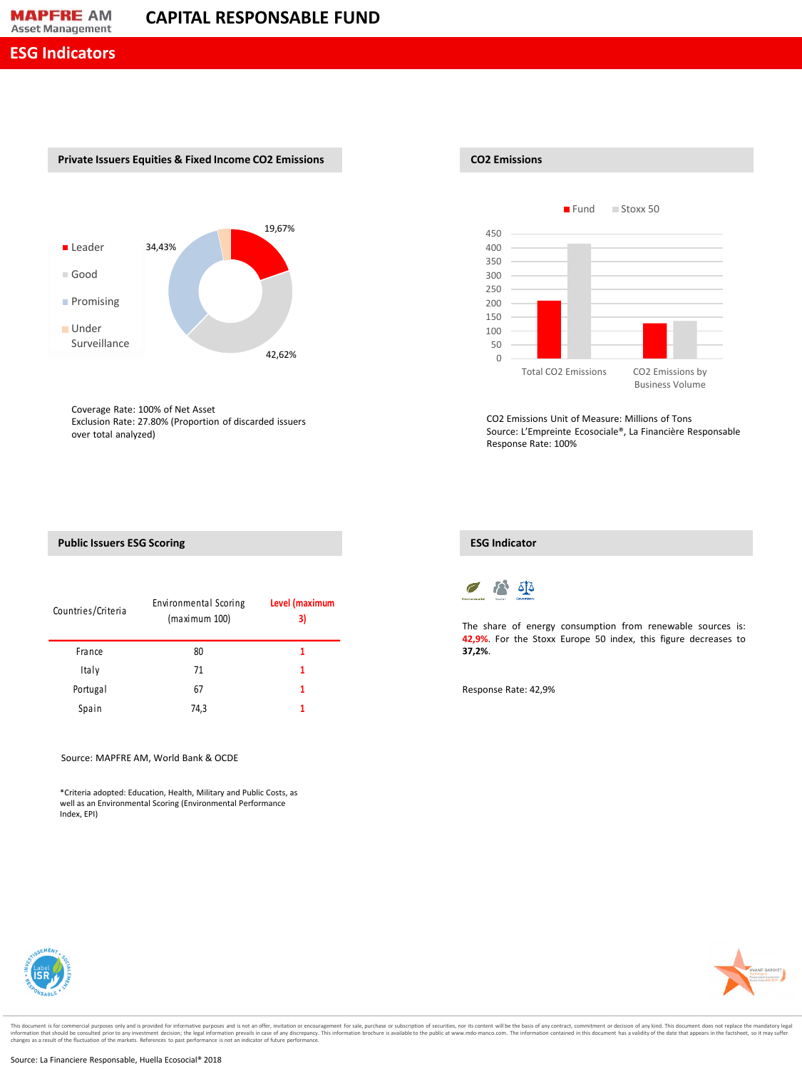# CAPITAL RESPONSABLE FUND

## ESG Indicators

### Private Issuers Equities & Fixed Income CO2 Emissions

Leader

Good

Promising

Under Surveillance

19,67%

34,43%

42,62%

Coverage Rate: 100% of Net Asset
Exclusion Rate: 27.80% (Proportion of discarded issuers over total analyzed)

### CO2 Emissions

Fund

Stoxx 50

450
400
350
300
250
200
150
100
50
0

Total CO2 Emissions

CO2 Emissions by Business Volume

CO2 Emissions Unit of Measure: Millions of Tons
Source: L'Empreinte Ecosociale®, La Financière Responsable
Response Rate: 100%

### Public Issuers ESG Scoring

| Countries/Criteria | Environmental Scoring (maximum 100) | Level (maximum 3) |
|---|---|---|
| France | 80 | 1 |
| Italy | 71 | 1 |
| Portugal | 67 | 1 |
| Spain | 74,3 | 1 |

Source: MAPFRE AM, World Bank & OCDE

*Criteria adopted: Education, Health, Military and Public Costs, as well as an Environmental Scoring (Environmental Performance Index, EPI)

### ESG Indicator

The share of energy consumption from renewable sources is: **42,9%**. For the Stoxx Europe 50 index, this figure decreases to **37,2%**.

Response Rate: 42,9%

This document is for commercial purposes only and is provided for informative purposes and is not an offer, invitation or encouragement for sale, purchase or subscription of securities, nor its content will be the basis of any contract, commitment or decision of any kind. This document does not replace the mandatory legal information that should be consulted prior to any investment decision; the legal information prevails in case of any discrepancy. This information brochure is available to the public at www.mdo-manco.com. The information contained in this document has a validity of the date that appears in the factsheet, so it may suffer changes as a result of the fluctuation of the markets. References to past performance is not an indicator of future performance.

Source: La Financiere Responsable, Huella Ecosocial® 2018